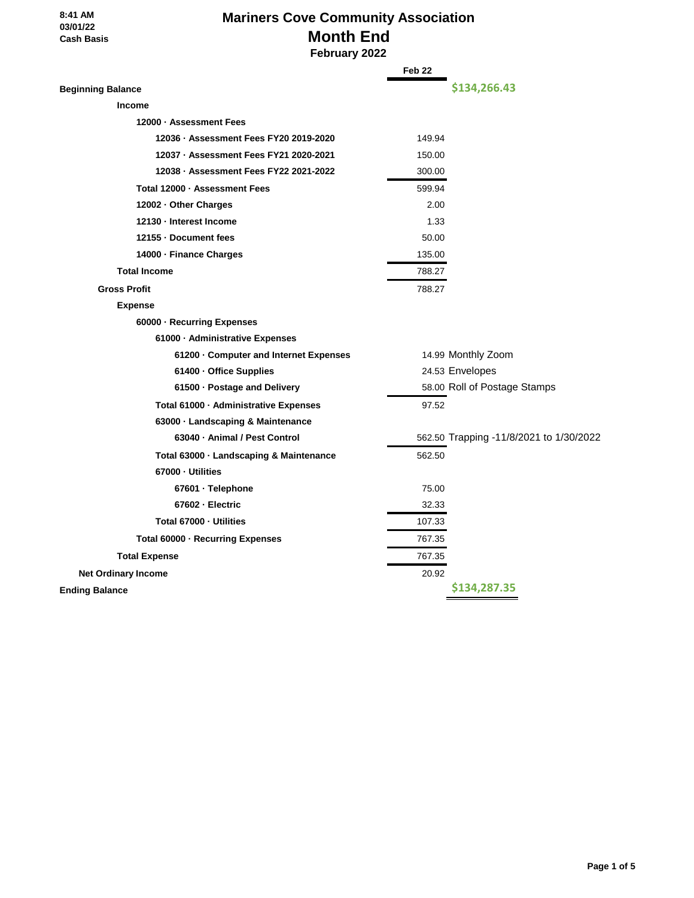8:41 AM
03/01/22
Cash Basis

# Mariners Cove Community Association
## Month End
### February 2022

| | Feb 22 | |
|---|---|---|
| **Beginning Balance** | | **$134,266.43** |
| **Income** | | |
| **12000 · Assessment Fees** | | |
| **12036 · Assessment Fees FY20 2019-2020** | 149.94 | |
| **12037 · Assessment Fees FY21 2020-2021** | 150.00 | |
| **12038 · Assessment Fees FY22 2021-2022** | 300.00 | |
| **Total 12000 · Assessment Fees** | 599.94 | |
| **12002 · Other Charges** | 2.00 | |
| **12130 · Interest Income** | 1.33 | |
| **12155 · Document fees** | 50.00 | |
| **14000 · Finance Charges** | 135.00 | |
| **Total Income** | 788.27 | |
| **Gross Profit** | 788.27 | |
| **Expense** | | |
| **60000 · Recurring Expenses** | | |
| **61000 · Administrative Expenses** | | |
| **61200 · Computer and Internet Expenses** | 14.99 | Monthly Zoom |
| **61400 · Office Supplies** | 24.53 | Envelopes |
| **61500 · Postage and Delivery** | 58.00 | Roll of Postage Stamps |
| **Total 61000 · Administrative Expenses** | 97.52 | |
| **63000 · Landscaping & Maintenance** | | |
| **63040 · Animal / Pest Control** | 562.50 | Trapping -11/8/2021 to 1/30/2022 |
| **Total 63000 · Landscaping & Maintenance** | 562.50 | |
| **67000 · Utilities** | | |
| **67601 · Telephone** | 75.00 | |
| **67602 · Electric** | 32.33 | |
| **Total 67000 · Utilities** | 107.33 | |
| **Total 60000 · Recurring Expenses** | 767.35 | |
| **Total Expense** | 767.35 | |
| **Net Ordinary Income** | 20.92 | |
| **Ending Balance** | | **$134,287.35** |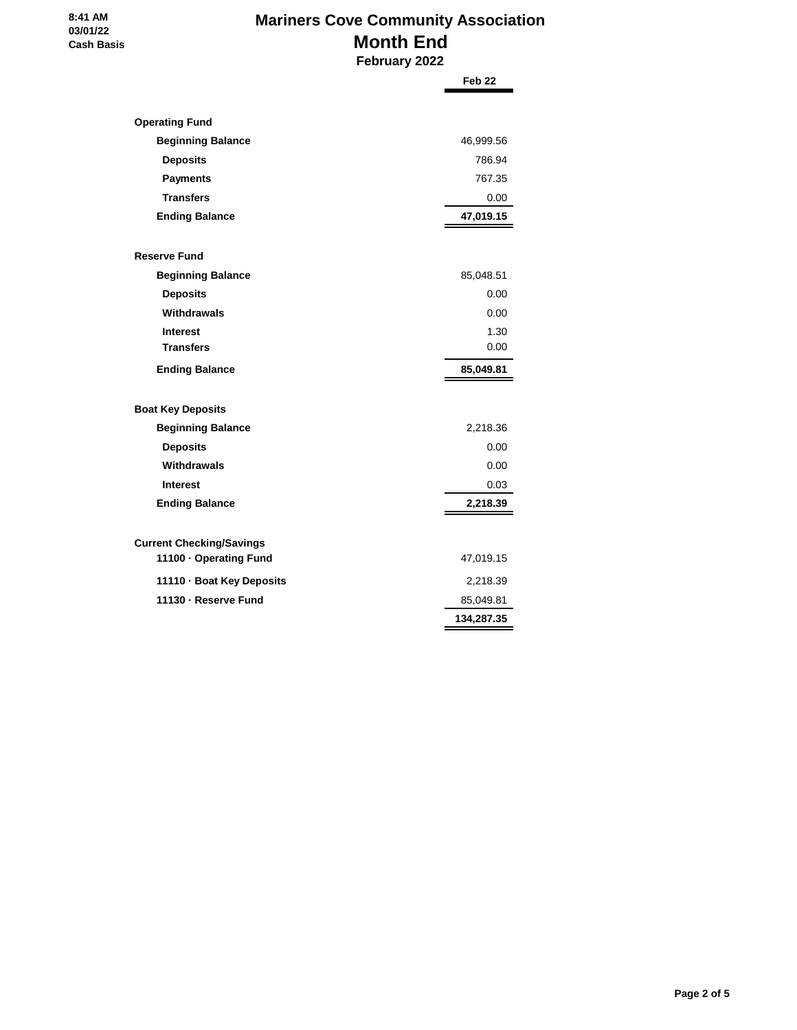8:41 AM
03/01/22
Cash Basis

# Mariners Cove Community Association

## Month End

### February 2022

| | Feb 22 |
|---|---|
| **Operating Fund** | |
| **Beginning Balance** | 46,999.56 |
| **Deposits** | 786.94 |
| **Payments** | 767.35 |
| **Transfers** | 0.00 |
| **Ending Balance** | **47,019.15** |
| **Reserve Fund** | |
| **Beginning Balance** | 85,048.51 |
| **Deposits** | 0.00 |
| **Withdrawals** | 0.00 |
| **Interest** | 1.30 |
| **Transfers** | 0.00 |
| **Ending Balance** | **85,049.81** |
| **Boat Key Deposits** | |
| **Beginning Balance** | 2,218.36 |
| **Deposits** | 0.00 |
| **Withdrawals** | 0.00 |
| **Interest** | 0.03 |
| **Ending Balance** | **2,218.39** |
| **Current Checking/Savings** | |
| **11100 · Operating Fund** | 47,019.15 |
| **11110 · Boat Key Deposits** | 2,218.39 |
| **11130 · Reserve Fund** | 85,049.81 |
| | **134,287.35** |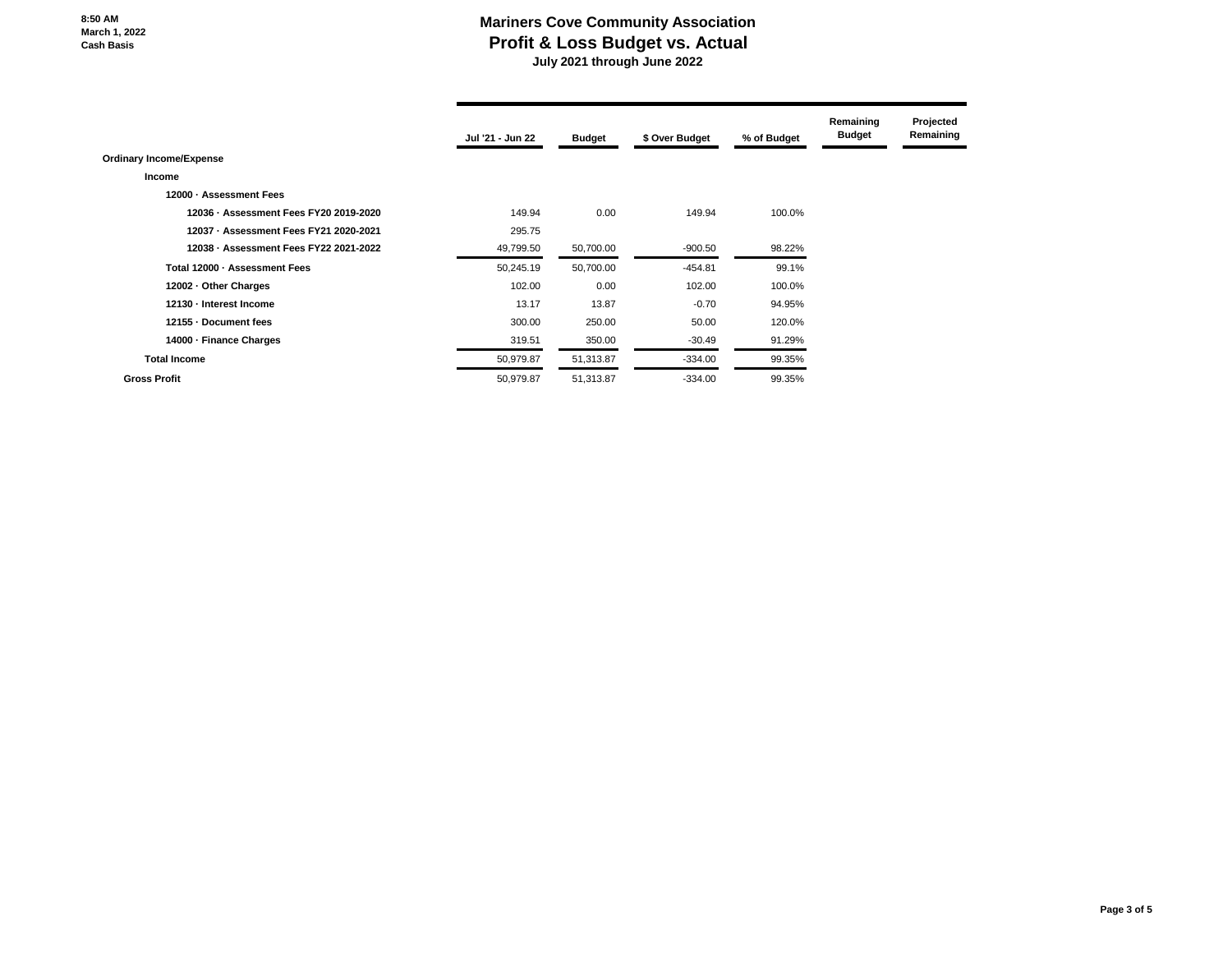8:50 AM
March 1, 2022
Cash Basis

# Mariners Cove Community Association
## Profit & Loss Budget vs. Actual
### July 2021 through June 2022

| | Jul '21 - Jun 22 | Budget | $ Over Budget | % of Budget | Remaining Budget | Projected Remaining |
|---|---|---|---|---|---|---|
| **Ordinary Income/Expense** | | | | | | |
| **Income** | | | | | | |
| **12000 · Assessment Fees** | | | | | | |
| **12036 · Assessment Fees FY20 2019-2020** | 149.94 | 0.00 | 149.94 | 100.0% | | |
| **12037 · Assessment Fees FY21 2020-2021** | 295.75 | | | | | |
| **12038 · Assessment Fees FY22 2021-2022** | 49,799.50 | 50,700.00 | -900.50 | 98.22% | | |
| **Total 12000 · Assessment Fees** | 50,245.19 | 50,700.00 | -454.81 | 99.1% | | |
| **12002 · Other Charges** | 102.00 | 0.00 | 102.00 | 100.0% | | |
| **12130 · Interest Income** | 13.17 | 13.87 | -0.70 | 94.95% | | |
| **12155 · Document fees** | 300.00 | 250.00 | 50.00 | 120.0% | | |
| **14000 · Finance Charges** | 319.51 | 350.00 | -30.49 | 91.29% | | |
| **Total Income** | 50,979.87 | 51,313.87 | -334.00 | 99.35% | | |
| **Gross Profit** | 50,979.87 | 51,313.87 | -334.00 | 99.35% | | |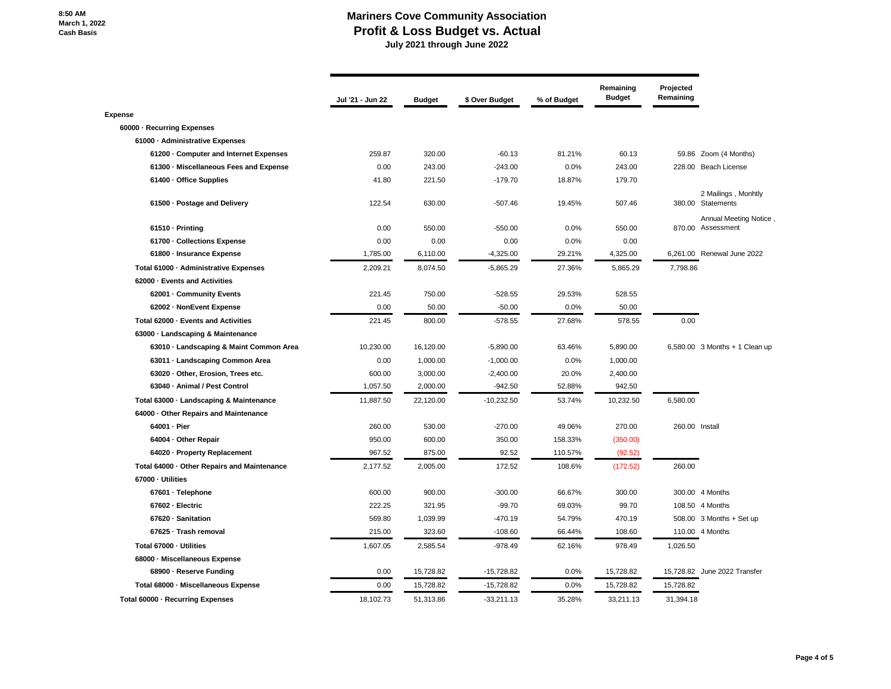8:50 AM
March 1, 2022
Cash Basis

# Mariners Cove Community Association
## Profit & Loss Budget vs. Actual
### July 2021 through June 2022

| | Jul '21 - Jun 22 | Budget | $ Over Budget | % of Budget | Remaining Budget | Projected Remaining | |
|---|---|---|---|---|---|---|---|
| **Expense** | | | | | | | |
| **60000 · Recurring Expenses** | | | | | | | |
| **61000 · Administrative Expenses** | | | | | | | |
| 61200 · Computer and Internet Expenses | 259.87 | 320.00 | -60.13 | 81.21% | 60.13 | 59.86 | Zoom (4 Months) |
| 61300 · Miscellaneous Fees and Expense | 0.00 | 243.00 | -243.00 | 0.0% | 243.00 | 228.00 | Beach License |
| 61400 · Office Supplies | 41.80 | 221.50 | -179.70 | 18.87% | 179.70 | | |
| 61500 · Postage and Delivery | 122.54 | 630.00 | -507.46 | 19.45% | 507.46 | 380.00 | 2 Mailings , Monhtly Statements |
| 61510 · Printing | 0.00 | 550.00 | -550.00 | 0.0% | 550.00 | 870.00 | Annual Meeting Notice , Assessment |
| 61700 · Collections Expense | 0.00 | 0.00 | 0.00 | 0.0% | 0.00 | | |
| 61800 · Insurance Expense | 1,785.00 | 6,110.00 | -4,325.00 | 29.21% | 4,325.00 | 6,261.00 | Renewal June 2022 |
| **Total 61000 · Administrative Expenses** | 2,209.21 | 8,074.50 | -5,865.29 | 27.36% | 5,865.29 | 7,798.86 | |
| **62000 · Events and Activities** | | | | | | | |
| 62001 · Community Events | 221.45 | 750.00 | -528.55 | 29.53% | 528.55 | | |
| 62002 · NonEvent Expense | 0.00 | 50.00 | -50.00 | 0.0% | 50.00 | | |
| **Total 62000 · Events and Activities** | 221.45 | 800.00 | -578.55 | 27.68% | 578.55 | 0.00 | |
| **63000 · Landscaping & Maintenance** | | | | | | | |
| 63010 · Landscaping & Maint Common Area | 10,230.00 | 16,120.00 | -5,890.00 | 63.46% | 5,890.00 | 6,580.00 | 3 Months + 1 Clean up |
| 63011 · Landscaping Common Area | 0.00 | 1,000.00 | -1,000.00 | 0.0% | 1,000.00 | | |
| 63020 · Other, Erosion, Trees etc. | 600.00 | 3,000.00 | -2,400.00 | 20.0% | 2,400.00 | | |
| 63040 · Animal / Pest Control | 1,057.50 | 2,000.00 | -942.50 | 52.88% | 942.50 | | |
| **Total 63000 · Landscaping & Maintenance** | 11,887.50 | 22,120.00 | -10,232.50 | 53.74% | 10,232.50 | 6,580.00 | |
| **64000 · Other Repairs and Maintenance** | | | | | | | |
| 64001 · Pier | 260.00 | 530.00 | -270.00 | 49.06% | 270.00 | 260.00 | Install |
| 64004 · Other Repair | 950.00 | 600.00 | 350.00 | 158.33% | (350.00) | | |
| 64020 · Property Replacement | 967.52 | 875.00 | 92.52 | 110.57% | (92.52) | | |
| **Total 64000 · Other Repairs and Maintenance** | 2,177.52 | 2,005.00 | 172.52 | 108.6% | (172.52) | 260.00 | |
| **67000 · Utilities** | | | | | | | |
| 67601 · Telephone | 600.00 | 900.00 | -300.00 | 66.67% | 300.00 | 300.00 | 4 Months |
| 67602 · Electric | 222.25 | 321.95 | -99.70 | 69.03% | 99.70 | 108.50 | 4 Months |
| 67620 · Sanitation | 569.80 | 1,039.99 | -470.19 | 54.79% | 470.19 | 508.00 | 3 Months + Set up |
| 67625 · Trash removal | 215.00 | 323.60 | -108.60 | 66.44% | 108.60 | 110.00 | 4 Months |
| **Total 67000 · Utilities** | 1,607.05 | 2,585.54 | -978.49 | 62.16% | 978.49 | 1,026.50 | |
| **68000 · Miscellaneous Expense** | | | | | | | |
| 68900 · Reserve Funding | 0.00 | 15,728.82 | -15,728.82 | 0.0% | 15,728.82 | 15,728.82 | June 2022 Transfer |
| **Total 68000 · Miscellaneous Expense** | 0.00 | 15,728.82 | -15,728.82 | 0.0% | 15,728.82 | 15,728.82 | |
| **Total 60000 · Recurring Expenses** | 18,102.73 | 51,313.86 | -33,211.13 | 35.28% | 33,211.13 | 31,394.18 | |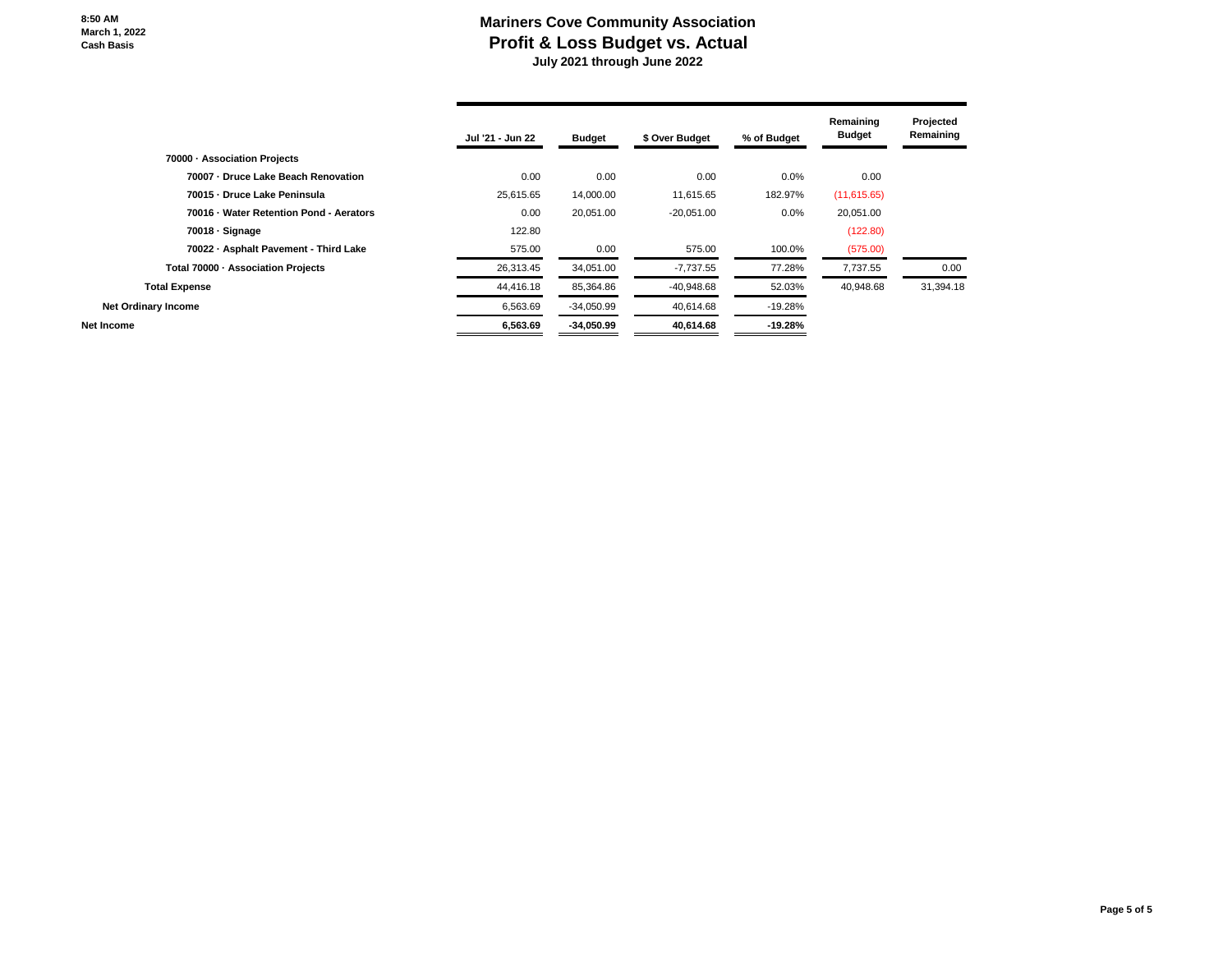8:50 AM
March 1, 2022
Cash Basis

# Mariners Cove Community Association
## Profit & Loss Budget vs. Actual
### July 2021 through June 2022

| | Jul '21 - Jun 22 | Budget | $ Over Budget | % of Budget | Remaining Budget | Projected Remaining |
|---|---|---|---|---|---|---|
| **70000 · Association Projects** | | | | | | |
| **70007 · Druce Lake Beach Renovation** | 0.00 | 0.00 | 0.00 | 0.0% | 0.00 | |
| **70015 · Druce Lake Peninsula** | 25,615.65 | 14,000.00 | 11,615.65 | 182.97% | (11,615.65) | |
| **70016 · Water Retention Pond - Aerators** | 0.00 | 20,051.00 | -20,051.00 | 0.0% | 20,051.00 | |
| **70018 · Signage** | 122.80 | | | | (122.80) | |
| **70022 · Asphalt Pavement - Third Lake** | 575.00 | 0.00 | 575.00 | 100.0% | (575.00) | |
| **Total 70000 · Association Projects** | 26,313.45 | 34,051.00 | -7,737.55 | 77.28% | 7,737.55 | 0.00 |
| **Total Expense** | 44,416.18 | 85,364.86 | -40,948.68 | 52.03% | 40,948.68 | 31,394.18 |
| **Net Ordinary Income** | 6,563.69 | -34,050.99 | 40,614.68 | -19.28% | | |
| **Net Income** | **6,563.69** | **-34,050.99** | **40,614.68** | **-19.28%** | | |